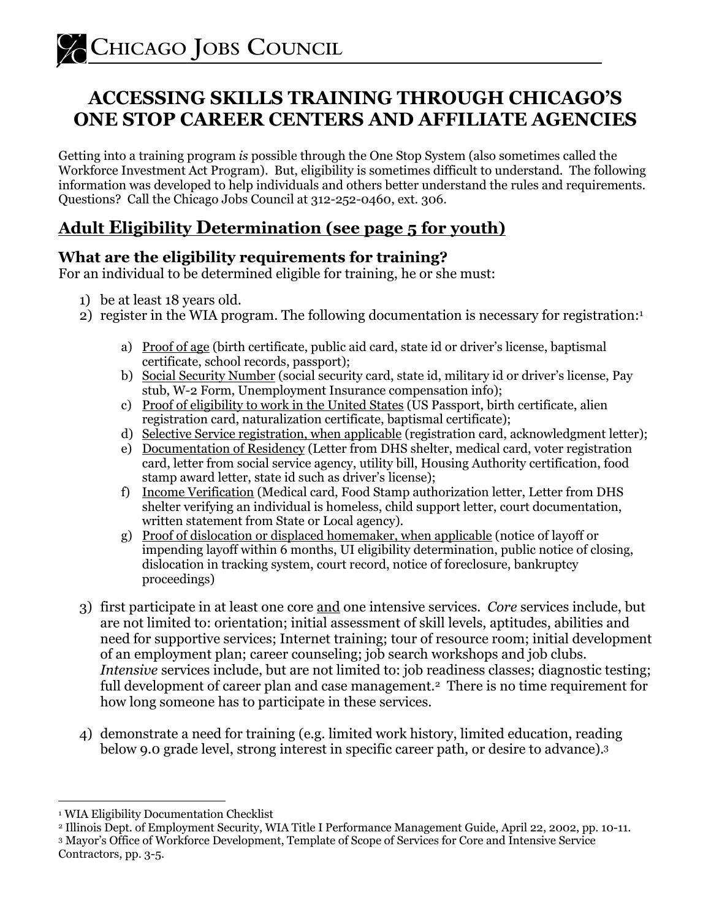# CHICAGO JOBS COUNCIL

## ACCESSING SKILLS TRAINING THROUGH CHICAGO'S ONE STOP CAREER CENTERS AND AFFILIATE AGENCIES

Getting into a training program *is* possible through the One Stop System (also sometimes called the Workforce Investment Act Program). But, eligibility is sometimes difficult to understand. The following information was developed to help individuals and others better understand the rules and requirements. Questions? Call the Chicago Jobs Council at 312-252-0460, ext. 306.

## Adult Eligibility Determination (see page 5 for youth)

### What are the eligibility requirements for training?

For an individual to be determined eligible for training, he or she must:

1) be at least 18 years old.
2) register in the WIA program. The following documentation is necessary for registration:[1]

    a) <u>Proof of age</u> (birth certificate, public aid card, state id or driver's license, baptismal certificate, school records, passport);
    b) <u>Social Security Number</u> (social security card, state id, military id or driver's license, Pay stub, W-2 Form, Unemployment Insurance compensation info);
    c) <u>Proof of eligibility to work in the United States</u> (US Passport, birth certificate, alien registration card, naturalization certificate, baptismal certificate);
    d) <u>Selective Service registration, when applicable</u> (registration card, acknowledgment letter);
    e) <u>Documentation of Residency</u> (Letter from DHS shelter, medical card, voter registration card, letter from social service agency, utility bill, Housing Authority certification, food stamp award letter, state id such as driver's license);
    f) <u>Income Verification</u> (Medical card, Food Stamp authorization letter, Letter from DHS shelter verifying an individual is homeless, child support letter, court documentation, written statement from State or Local agency).
    g) <u>Proof of dislocation or displaced homemaker, when applicable</u> (notice of layoff or impending layoff within 6 months, UI eligibility determination, public notice of closing, dislocation in tracking system, court record, notice of foreclosure, bankruptcy proceedings)

3) first participate in at least one core <u>and</u> one intensive services. *Core* services include, but are not limited to: orientation; initial assessment of skill levels, aptitudes, abilities and need for supportive services; Internet training; tour of resource room; initial development of an employment plan; career counseling; job search workshops and job clubs. *Intensive* services include, but are not limited to: job readiness classes; diagnostic testing; full development of career plan and case management.[2] There is no time requirement for how long someone has to participate in these services.

4) demonstrate a need for training (e.g. limited work history, limited education, reading below 9.0 grade level, strong interest in specific career path, or desire to advance).[3]

---

[1] WIA Eligibility Documentation Checklist

[2] Illinois Dept. of Employment Security, WIA Title I Performance Management Guide, April 22, 2002, pp. 10-11.

[3] Mayor's Office of Workforce Development, Template of Scope of Services for Core and Intensive Service Contractors, pp. 3-5.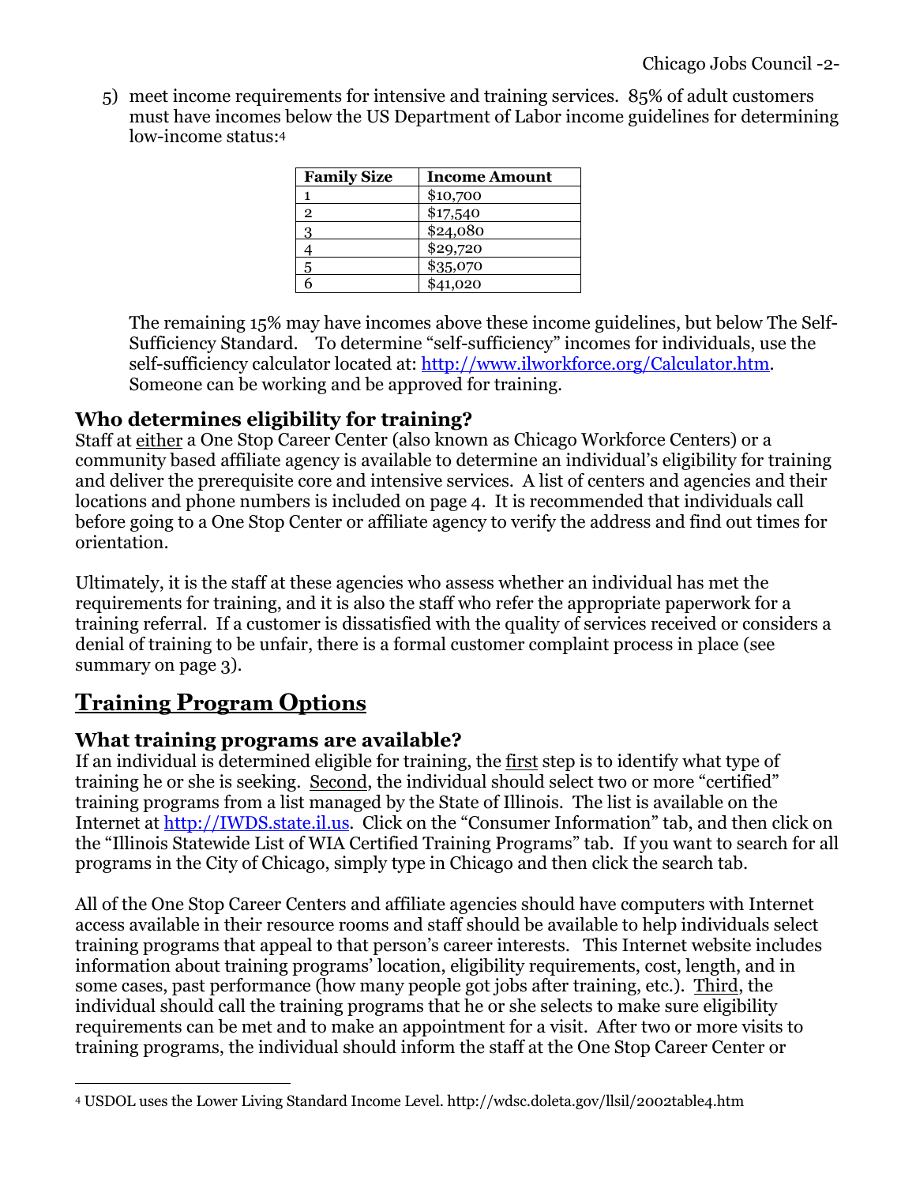5) meet income requirements for intensive and training services. 85% of adult customers must have incomes below the US Department of Labor income guidelines for determining low-income status:[4]

| Family Size | Income Amount |
|---|---|
| 1 | $10,700 |
| 2 | $17,540 |
| 3 | $24,080 |
| 4 | $29,720 |
| 5 | $35,070 |
| 6 | $41,020 |

The remaining 15% may have incomes above these income guidelines, but below The Self-Sufficiency Standard. To determine "self-sufficiency" incomes for individuals, use the self-sufficiency calculator located at: http://www.ilworkforce.org/Calculator.htm. Someone can be working and be approved for training.

### Who determines eligibility for training?

Staff at either a One Stop Career Center (also known as Chicago Workforce Centers) or a community based affiliate agency is available to determine an individual's eligibility for training and deliver the prerequisite core and intensive services. A list of centers and agencies and their locations and phone numbers is included on page 4. It is recommended that individuals call before going to a One Stop Center or affiliate agency to verify the address and find out times for orientation.

Ultimately, it is the staff at these agencies who assess whether an individual has met the requirements for training, and it is also the staff who refer the appropriate paperwork for a training referral. If a customer is dissatisfied with the quality of services received or considers a denial of training to be unfair, there is a formal customer complaint process in place (see summary on page 3).

## Training Program Options

### What training programs are available?

If an individual is determined eligible for training, the first step is to identify what type of training he or she is seeking. Second, the individual should select two or more "certified" training programs from a list managed by the State of Illinois. The list is available on the Internet at http://IWDS.state.il.us. Click on the "Consumer Information" tab, and then click on the "Illinois Statewide List of WIA Certified Training Programs" tab. If you want to search for all programs in the City of Chicago, simply type in Chicago and then click the search tab.

All of the One Stop Career Centers and affiliate agencies should have computers with Internet access available in their resource rooms and staff should be available to help individuals select training programs that appeal to that person's career interests. This Internet website includes information about training programs' location, eligibility requirements, cost, length, and in some cases, past performance (how many people got jobs after training, etc.). Third, the individual should call the training programs that he or she selects to make sure eligibility requirements can be met and to make an appointment for a visit. After two or more visits to training programs, the individual should inform the staff at the One Stop Career Center or

---

[4] USDOL uses the Lower Living Standard Income Level. http://wdsc.doleta.gov/llsil/2002table4.htm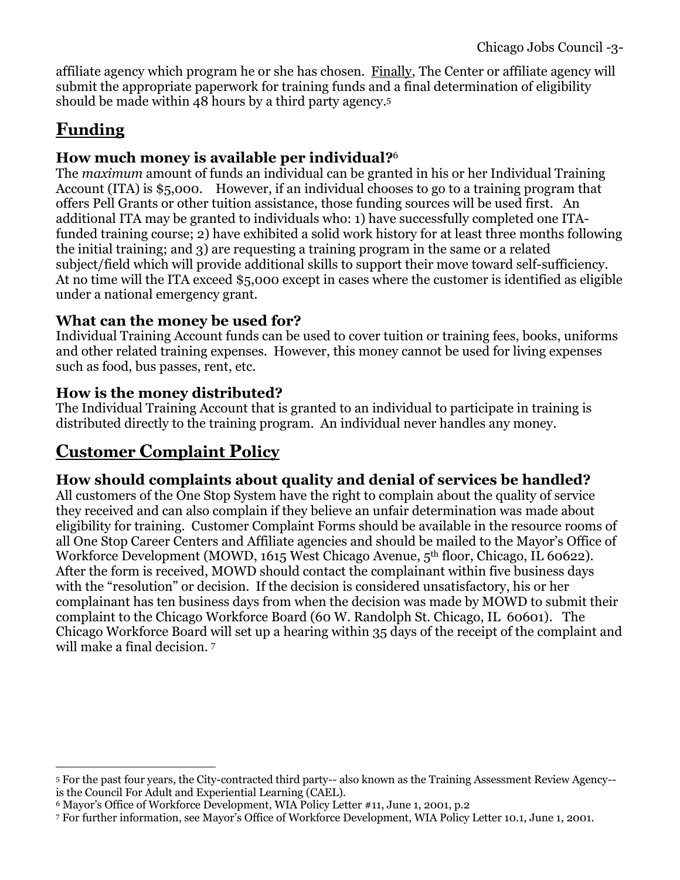affiliate agency which program he or she has chosen. Finally, The Center or affiliate agency will submit the appropriate paperwork for training funds and a final determination of eligibility should be made within 48 hours by a third party agency.[5]

## Funding

### How much money is available per individual?[6]

The *maximum* amount of funds an individual can be granted in his or her Individual Training Account (ITA) is $5,000. However, if an individual chooses to go to a training program that offers Pell Grants or other tuition assistance, those funding sources will be used first. An additional ITA may be granted to individuals who: 1) have successfully completed one ITA-funded training course; 2) have exhibited a solid work history for at least three months following the initial training; and 3) are requesting a training program in the same or a related subject/field which will provide additional skills to support their move toward self-sufficiency. At no time will the ITA exceed $5,000 except in cases where the customer is identified as eligible under a national emergency grant.

### What can the money be used for?

Individual Training Account funds can be used to cover tuition or training fees, books, uniforms and other related training expenses. However, this money cannot be used for living expenses such as food, bus passes, rent, etc.

### How is the money distributed?

The Individual Training Account that is granted to an individual to participate in training is distributed directly to the training program. An individual never handles any money.

## Customer Complaint Policy

### How should complaints about quality and denial of services be handled?

All customers of the One Stop System have the right to complain about the quality of service they received and can also complain if they believe an unfair determination was made about eligibility for training. Customer Complaint Forms should be available in the resource rooms of all One Stop Career Centers and Affiliate agencies and should be mailed to the Mayor's Office of Workforce Development (MOWD, 1615 West Chicago Avenue, 5th floor, Chicago, IL 60622). After the form is received, MOWD should contact the complainant within five business days with the "resolution" or decision. If the decision is considered unsatisfactory, his or her complainant has ten business days from when the decision was made by MOWD to submit their complaint to the Chicago Workforce Board (60 W. Randolph St. Chicago, IL 60601). The Chicago Workforce Board will set up a hearing within 35 days of the receipt of the complaint and will make a final decision.[7]

---

[5] For the past four years, the City-contracted third party-- also known as the Training Assessment Review Agency-- is the Council For Adult and Experiential Learning (CAEL).

[6] Mayor's Office of Workforce Development, WIA Policy Letter #11, June 1, 2001, p.2

[7] For further information, see Mayor's Office of Workforce Development, WIA Policy Letter 10.1, June 1, 2001.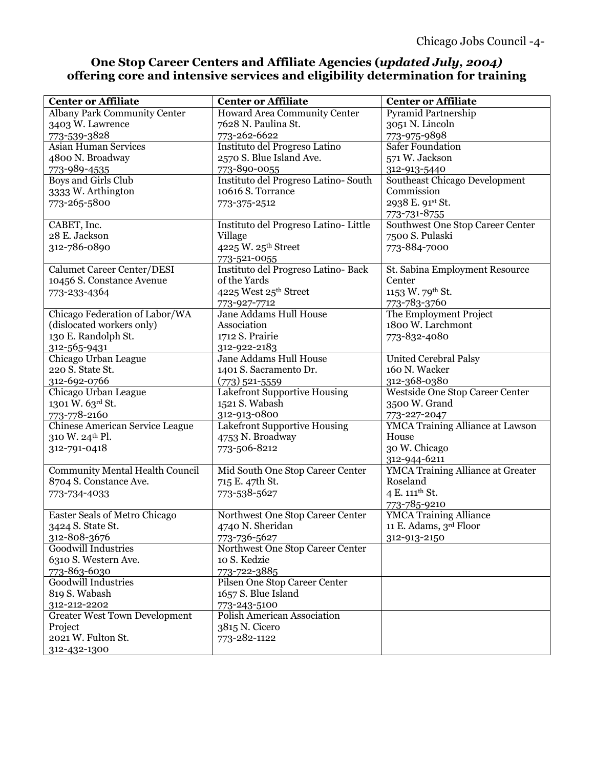## One Stop Career Centers and Affiliate Agencies (*updated July, 2004*) offering core and intensive services and eligibility determination for training

| Center or Affiliate | Center or Affiliate | Center or Affiliate |
|---|---|---|
| Albany Park Community Center<br>3403 W. Lawrence<br>773-539-3828 | Howard Area Community Center<br>7628 N. Paulina St.<br>773-262-6622 | Pyramid Partnership<br>3051 N. Lincoln<br>773-975-9898 |
| Asian Human Services<br>4800 N. Broadway<br>773-989-4535 | Instituto del Progreso Latino<br>2570 S. Blue Island Ave.<br>773-890-0055 | Safer Foundation<br>571 W. Jackson<br>312-913-5440 |
| Boys and Girls Club<br>3333 W. Arthington<br>773-265-5800 | Instituto del Progreso Latino- South<br>10616 S. Torrance<br>773-375-2512 | Southeast Chicago Development Commission<br>2938 E. 91st St.<br>773-731-8755 |
| CABET, Inc.<br>28 E. Jackson<br>312-786-0890 | Instituto del Progreso Latino- Little Village<br>4225 W. 25th Street<br>773-521-0055 | Southwest One Stop Career Center<br>7500 S. Pulaski<br>773-884-7000 |
| Calumet Career Center/DESI<br>10456 S. Constance Avenue<br>773-233-4364 | Instituto del Progreso Latino- Back of the Yards<br>4225 West 25th Street<br>773-927-7712 | St. Sabina Employment Resource Center<br>1153 W. 79th St.<br>773-783-3760 |
| Chicago Federation of Labor/WA (dislocated workers only)<br>130 E. Randolph St.<br>312-565-9431 | Jane Addams Hull House Association<br>1712 S. Prairie<br>312-922-2183 | The Employment Project<br>1800 W. Larchmont<br>773-832-4080 |
| Chicago Urban League<br>220 S. State St.<br>312-692-0766 | Jane Addams Hull House<br>1401 S. Sacramento Dr.<br>(773) 521-5559 | United Cerebral Palsy<br>160 N. Wacker<br>312-368-0380 |
| Chicago Urban League<br>1301 W. 63rd St.<br>773-778-2160 | Lakefront Supportive Housing<br>1521 S. Wabash<br>312-913-0800 | Westside One Stop Career Center<br>3500 W. Grand<br>773-227-2047 |
| Chinese American Service League<br>310 W. 24th Pl.<br>312-791-0418 | Lakefront Supportive Housing<br>4753 N. Broadway<br>773-506-8212 | YMCA Training Alliance at Lawson House<br>30 W. Chicago<br>312-944-6211 |
| Community Mental Health Council<br>8704 S. Constance Ave.<br>773-734-4033 | Mid South One Stop Career Center<br>715 E. 47th St.<br>773-538-5627 | YMCA Training Alliance at Greater Roseland<br>4 E. 111th St.<br>773-785-9210 |
| Easter Seals of Metro Chicago<br>3424 S. State St.<br>312-808-3676 | Northwest One Stop Career Center<br>4740 N. Sheridan<br>773-736-5627 | YMCA Training Alliance<br>11 E. Adams, 3rd Floor<br>312-913-2150 |
| Goodwill Industries<br>6310 S. Western Ave.<br>773-863-6030 | Northwest One Stop Career Center<br>10 S. Kedzie<br>773-722-3885 | |
| Goodwill Industries<br>819 S. Wabash<br>312-212-2202 | Pilsen One Stop Career Center<br>1657 S. Blue Island<br>773-243-5100 | |
| Greater West Town Development Project<br>2021 W. Fulton St.<br>312-432-1300 | Polish American Association<br>3815 N. Cicero<br>773-282-1122 | |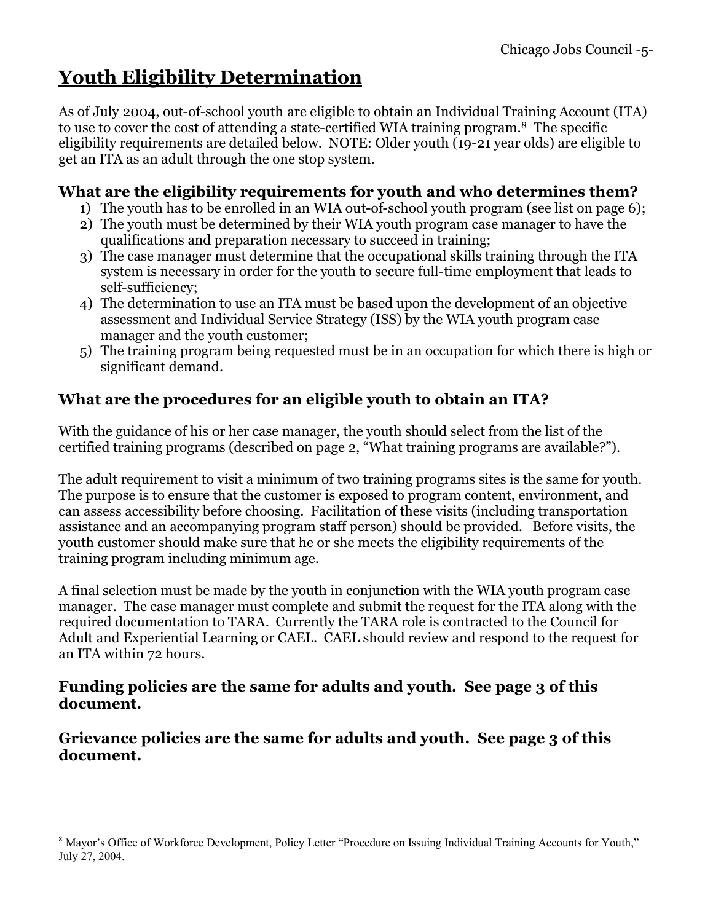# Youth Eligibility Determination

As of July 2004, out-of-school youth are eligible to obtain an Individual Training Account (ITA) to use to cover the cost of attending a state-certified WIA training program.[8] The specific eligibility requirements are detailed below. NOTE: Older youth (19-21 year olds) are eligible to get an ITA as an adult through the one stop system.

### What are the eligibility requirements for youth and who determines them?

1) The youth has to be enrolled in an WIA out-of-school youth program (see list on page 6);
2) The youth must be determined by their WIA youth program case manager to have the qualifications and preparation necessary to succeed in training;
3) The case manager must determine that the occupational skills training through the ITA system is necessary in order for the youth to secure full-time employment that leads to self-sufficiency;
4) The determination to use an ITA must be based upon the development of an objective assessment and Individual Service Strategy (ISS) by the WIA youth program case manager and the youth customer;
5) The training program being requested must be in an occupation for which there is high or significant demand.

### What are the procedures for an eligible youth to obtain an ITA?

With the guidance of his or her case manager, the youth should select from the list of the certified training programs (described on page 2, "What training programs are available?").

The adult requirement to visit a minimum of two training programs sites is the same for youth. The purpose is to ensure that the customer is exposed to program content, environment, and can assess accessibility before choosing. Facilitation of these visits (including transportation assistance and an accompanying program staff person) should be provided. Before visits, the youth customer should make sure that he or she meets the eligibility requirements of the training program including minimum age.

A final selection must be made by the youth in conjunction with the WIA youth program case manager. The case manager must complete and submit the request for the ITA along with the required documentation to TARA. Currently the TARA role is contracted to the Council for Adult and Experiential Learning or CAEL. CAEL should review and respond to the request for an ITA within 72 hours.

### Funding policies are the same for adults and youth. See page 3 of this document.

### Grievance policies are the same for adults and youth. See page 3 of this document.

---

[8] Mayor's Office of Workforce Development, Policy Letter "Procedure on Issuing Individual Training Accounts for Youth," July 27, 2004.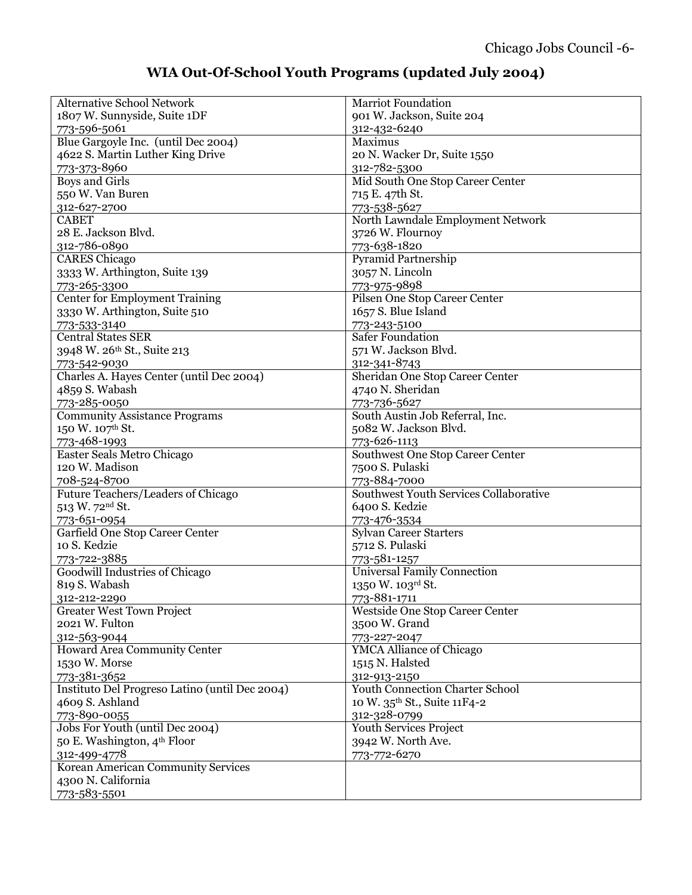## WIA Out-Of-School Youth Programs (updated July 2004)

| | |
|---|---|
| Alternative School Network<br>1807 W. Sunnyside, Suite 1DF<br>773-596-5061 | Marriot Foundation<br>901 W. Jackson, Suite 204<br>312-432-6240 |
| Blue Gargoyle Inc. (until Dec 2004)<br>4622 S. Martin Luther King Drive<br>773-373-8960 | Maximus<br>20 N. Wacker Dr, Suite 1550<br>312-782-5300 |
| Boys and Girls<br>550 W. Van Buren<br>312-627-2700 | Mid South One Stop Career Center<br>715 E. 47th St.<br>773-538-5627 |
| CABET<br>28 E. Jackson Blvd.<br>312-786-0890 | North Lawndale Employment Network<br>3726 W. Flournoy<br>773-638-1820 |
| CARES Chicago<br>3333 W. Arthington, Suite 139<br>773-265-3300 | Pyramid Partnership<br>3057 N. Lincoln<br>773-975-9898 |
| Center for Employment Training<br>3330 W. Arthington, Suite 510<br>773-533-3140 | Pilsen One Stop Career Center<br>1657 S. Blue Island<br>773-243-5100 |
| Central States SER<br>3948 W. 26th St., Suite 213<br>773-542-9030 | Safer Foundation<br>571 W. Jackson Blvd.<br>312-341-8743 |
| Charles A. Hayes Center (until Dec 2004)<br>4859 S. Wabash<br>773-285-0050 | Sheridan One Stop Career Center<br>4740 N. Sheridan<br>773-736-5627 |
| Community Assistance Programs<br>150 W. 107th St.<br>773-468-1993 | South Austin Job Referral, Inc.<br>5082 W. Jackson Blvd.<br>773-626-1113 |
| Easter Seals Metro Chicago<br>120 W. Madison<br>708-524-8700 | Southwest One Stop Career Center<br>7500 S. Pulaski<br>773-884-7000 |
| Future Teachers/Leaders of Chicago<br>513 W. 72nd St.<br>773-651-0954 | Southwest Youth Services Collaborative<br>6400 S. Kedzie<br>773-476-3534 |
| Garfield One Stop Career Center<br>10 S. Kedzie<br>773-722-3885 | Sylvan Career Starters<br>5712 S. Pulaski<br>773-581-1257 |
| Goodwill Industries of Chicago<br>819 S. Wabash<br>312-212-2290 | Universal Family Connection<br>1350 W. 103rd St.<br>773-881-1711 |
| Greater West Town Project<br>2021 W. Fulton<br>312-563-9044 | Westside One Stop Career Center<br>3500 W. Grand<br>773-227-2047 |
| Howard Area Community Center<br>1530 W. Morse<br>773-381-3652 | YMCA Alliance of Chicago<br>1515 N. Halsted<br>312-913-2150 |
| Instituto Del Progreso Latino (until Dec 2004)<br>4609 S. Ashland<br>773-890-0055 | Youth Connection Charter School<br>10 W. 35th St., Suite 11F4-2<br>312-328-0799 |
| Jobs For Youth (until Dec 2004)<br>50 E. Washington, 4th Floor<br>312-499-4778 | Youth Services Project<br>3942 W. North Ave.<br>773-772-6270 |
| Korean American Community Services<br>4300 N. California<br>773-583-5501 | |